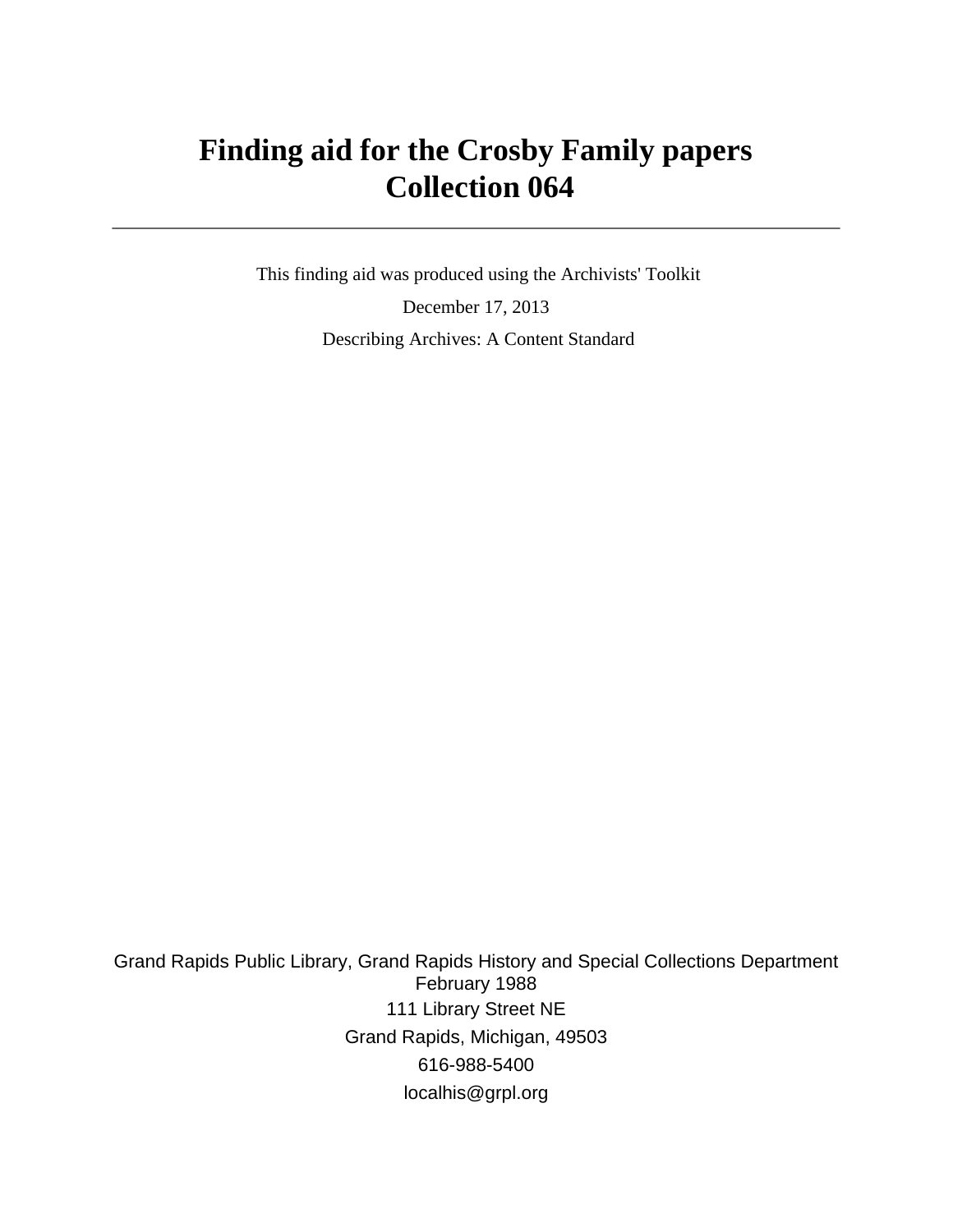# Finding aid for the Crosby Family papers
# Collection 064

---

This finding aid was produced using the Archivists' Toolkit

December 17, 2013

Describing Archives: A Content Standard

Grand Rapids Public Library, Grand Rapids History and Special Collections Department
February 1988

111 Library Street NE

Grand Rapids, Michigan, 49503

616-988-5400

localhis@grpl.org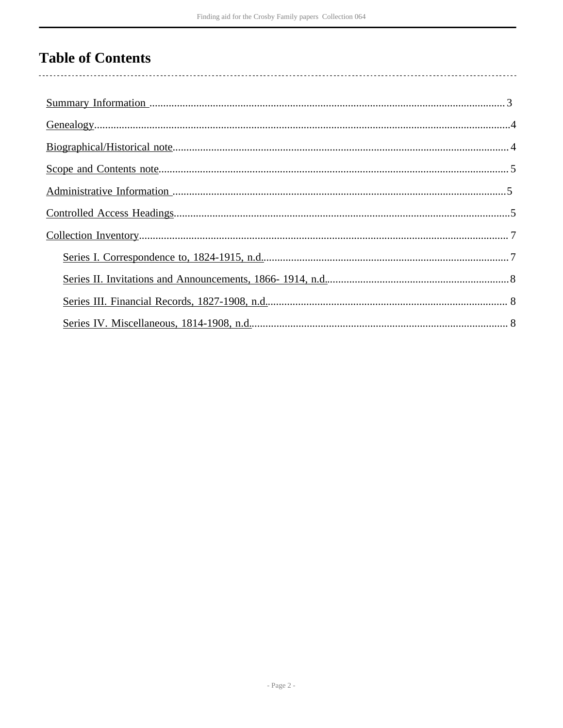# Table of Contents

- Summary Information ..... 3
- Genealogy ..... 4
- Biographical/Historical note ..... 4
- Scope and Contents note ..... 5
- Administrative Information ..... 5
- Controlled Access Headings ..... 5
- Collection Inventory ..... 7
  - Series I. Correspondence to, 1824-1915, n.d. ..... 7
  - Series II. Invitations and Announcements, 1866- 1914, n.d. ..... 8
  - Series III. Financial Records, 1827-1908, n.d. ..... 8
  - Series IV. Miscellaneous, 1814-1908, n.d. ..... 8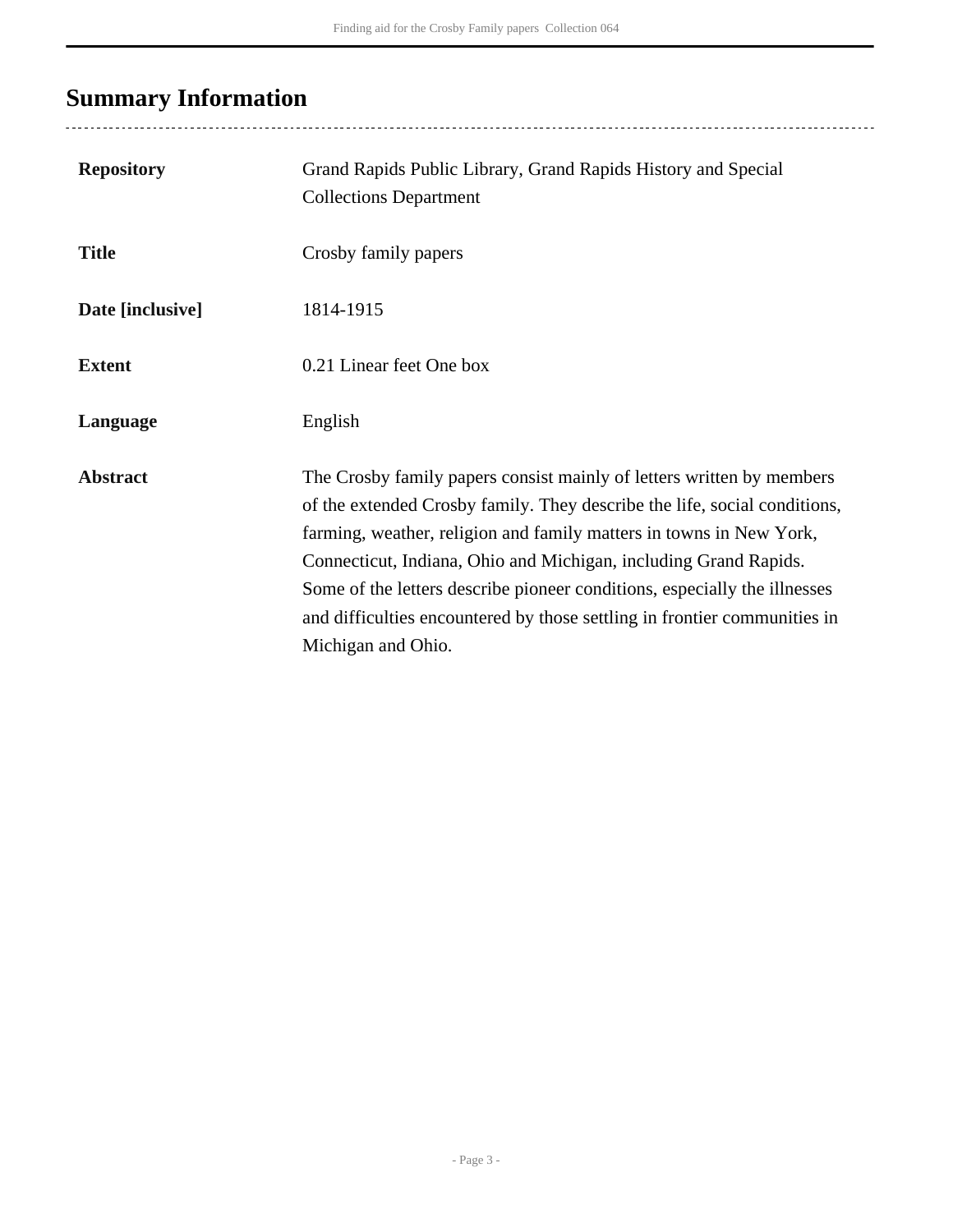## Summary Information

| | |
|---|---|
| **Repository** | Grand Rapids Public Library, Grand Rapids History and Special Collections Department |
| **Title** | Crosby family papers |
| **Date [inclusive]** | 1814-1915 |
| **Extent** | 0.21 Linear feet One box |
| **Language** | English |
| **Abstract** | The Crosby family papers consist mainly of letters written by members of the extended Crosby family. They describe the life, social conditions, farming, weather, religion and family matters in towns in New York, Connecticut, Indiana, Ohio and Michigan, including Grand Rapids. Some of the letters describe pioneer conditions, especially the illnesses and difficulties encountered by those settling in frontier communities in Michigan and Ohio. |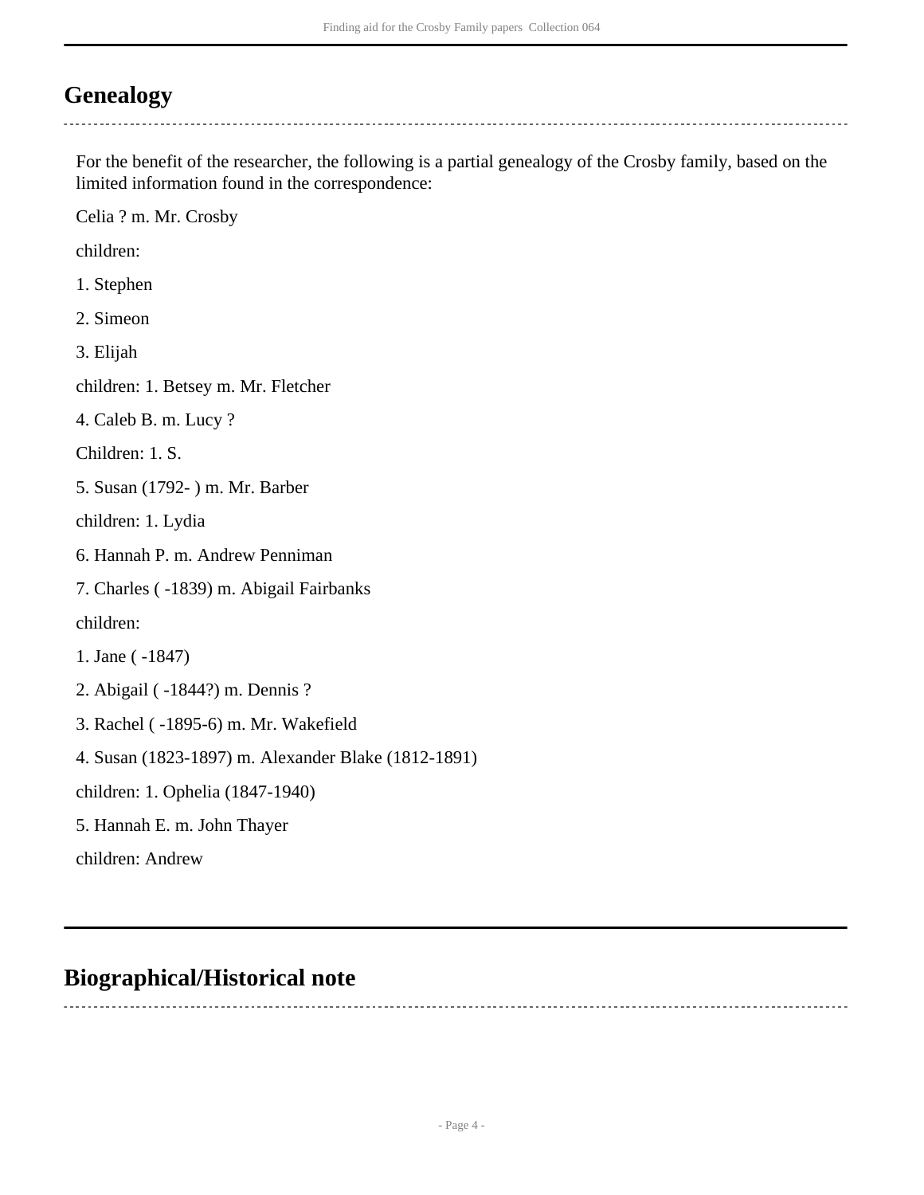## Genealogy

For the benefit of the researcher, the following is a partial genealogy of the Crosby family, based on the limited information found in the correspondence:

Celia ? m. Mr. Crosby

children:

1. Stephen

2. Simeon

3. Elijah

children: 1. Betsey m. Mr. Fletcher

4. Caleb B. m. Lucy ?

Children: 1. S.

5. Susan (1792- ) m. Mr. Barber

children: 1. Lydia

6. Hannah P. m. Andrew Penniman

7. Charles ( -1839) m. Abigail Fairbanks

children:

1. Jane ( -1847)

2. Abigail ( -1844?) m. Dennis ?

3. Rachel ( -1895-6) m. Mr. Wakefield

4. Susan (1823-1897) m. Alexander Blake (1812-1891)

children: 1. Ophelia (1847-1940)

5. Hannah E. m. John Thayer

children: Andrew

## Biographical/Historical note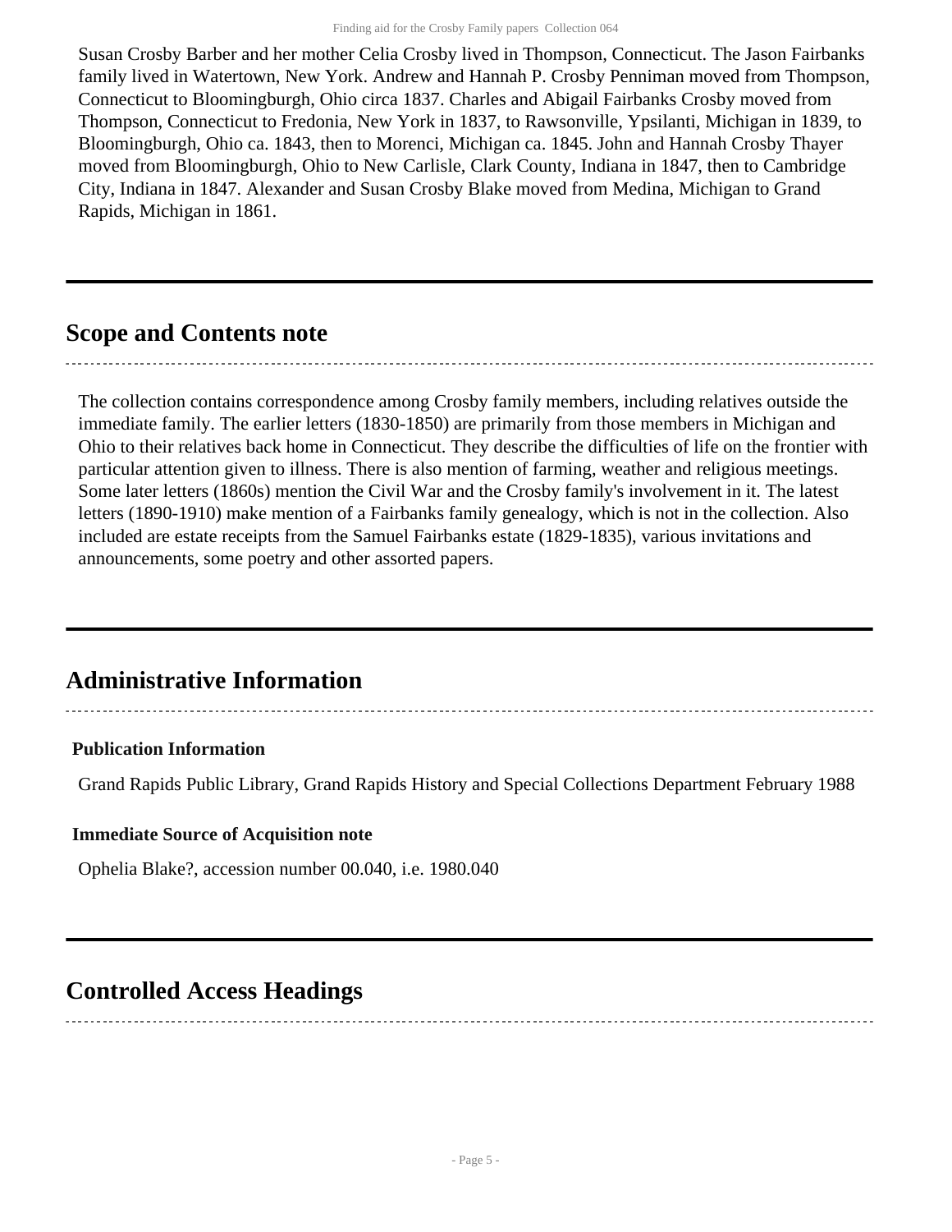Susan Crosby Barber and her mother Celia Crosby lived in Thompson, Connecticut. The Jason Fairbanks family lived in Watertown, New York. Andrew and Hannah P. Crosby Penniman moved from Thompson, Connecticut to Bloomingburgh, Ohio circa 1837. Charles and Abigail Fairbanks Crosby moved from Thompson, Connecticut to Fredonia, New York in 1837, to Rawsonville, Ypsilanti, Michigan in 1839, to Bloomingburgh, Ohio ca. 1843, then to Morenci, Michigan ca. 1845. John and Hannah Crosby Thayer moved from Bloomingburgh, Ohio to New Carlisle, Clark County, Indiana in 1847, then to Cambridge City, Indiana in 1847. Alexander and Susan Crosby Blake moved from Medina, Michigan to Grand Rapids, Michigan in 1861.

## Scope and Contents note

The collection contains correspondence among Crosby family members, including relatives outside the immediate family. The earlier letters (1830-1850) are primarily from those members in Michigan and Ohio to their relatives back home in Connecticut. They describe the difficulties of life on the frontier with particular attention given to illness. There is also mention of farming, weather and religious meetings. Some later letters (1860s) mention the Civil War and the Crosby family's involvement in it. The latest letters (1890-1910) make mention of a Fairbanks family genealogy, which is not in the collection. Also included are estate receipts from the Samuel Fairbanks estate (1829-1835), various invitations and announcements, some poetry and other assorted papers.

## Administrative Information

### Publication Information

Grand Rapids Public Library, Grand Rapids History and Special Collections Department February 1988

### Immediate Source of Acquisition note

Ophelia Blake?, accession number 00.040, i.e. 1980.040

## Controlled Access Headings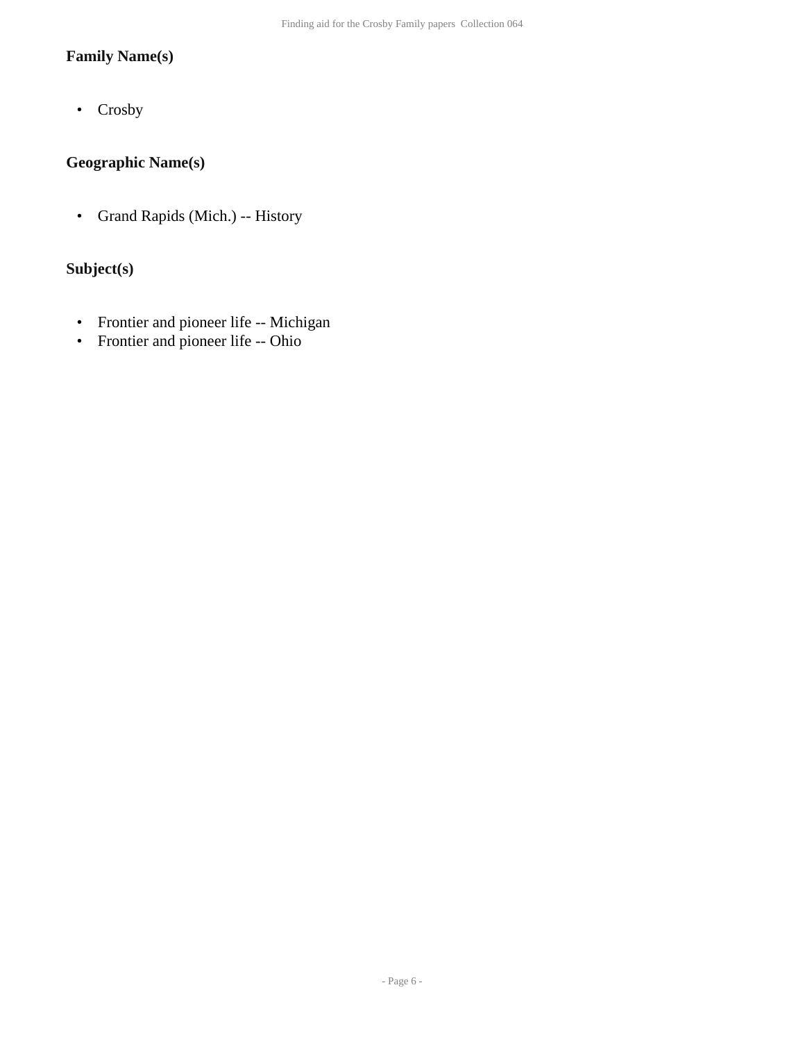### Family Name(s)

- Crosby

### Geographic Name(s)

- Grand Rapids (Mich.) -- History

### Subject(s)

- Frontier and pioneer life -- Michigan
- Frontier and pioneer life -- Ohio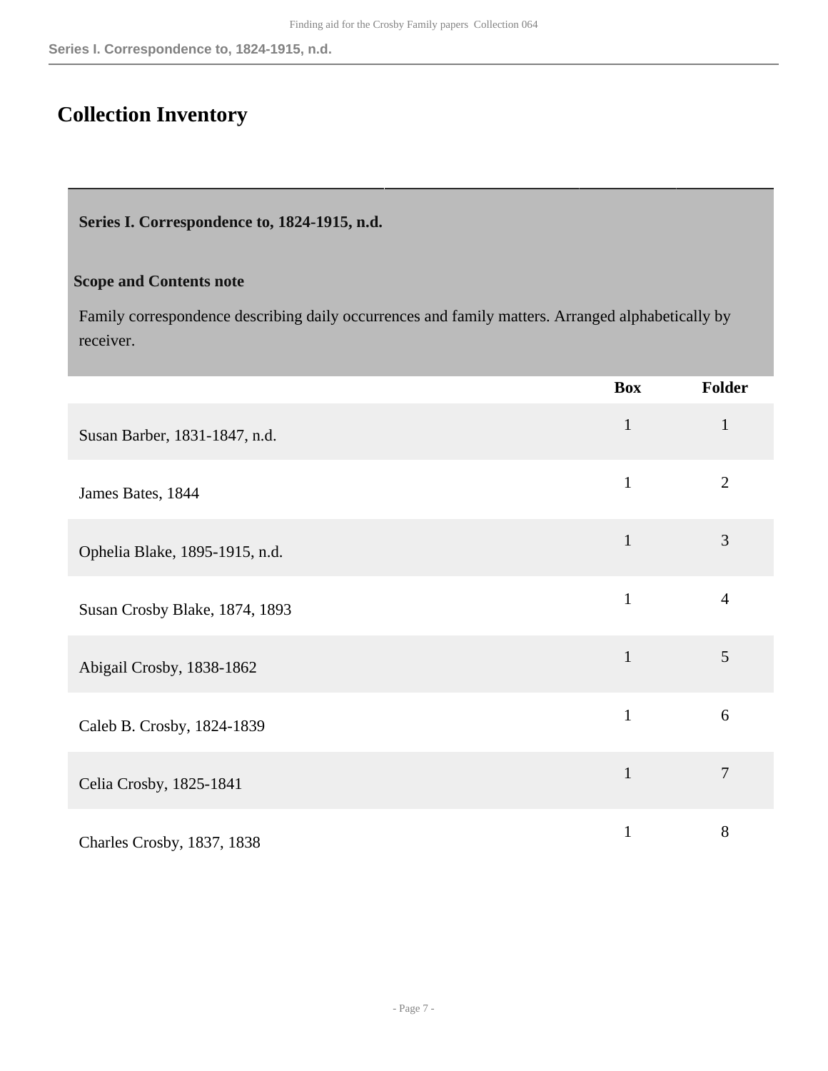# Collection Inventory

## Series I. Correspondence to, 1824-1915, n.d.

**Scope and Contents note**

Family correspondence describing daily occurrences and family matters. Arranged alphabetically by receiver.

| | Box | Folder |
|---|---|---|
| Susan Barber, 1831-1847, n.d. | 1 | 1 |
| James Bates, 1844 | 1 | 2 |
| Ophelia Blake, 1895-1915, n.d. | 1 | 3 |
| Susan Crosby Blake, 1874, 1893 | 1 | 4 |
| Abigail Crosby, 1838-1862 | 1 | 5 |
| Caleb B. Crosby, 1824-1839 | 1 | 6 |
| Celia Crosby, 1825-1841 | 1 | 7 |
| Charles Crosby, 1837, 1838 | 1 | 8 |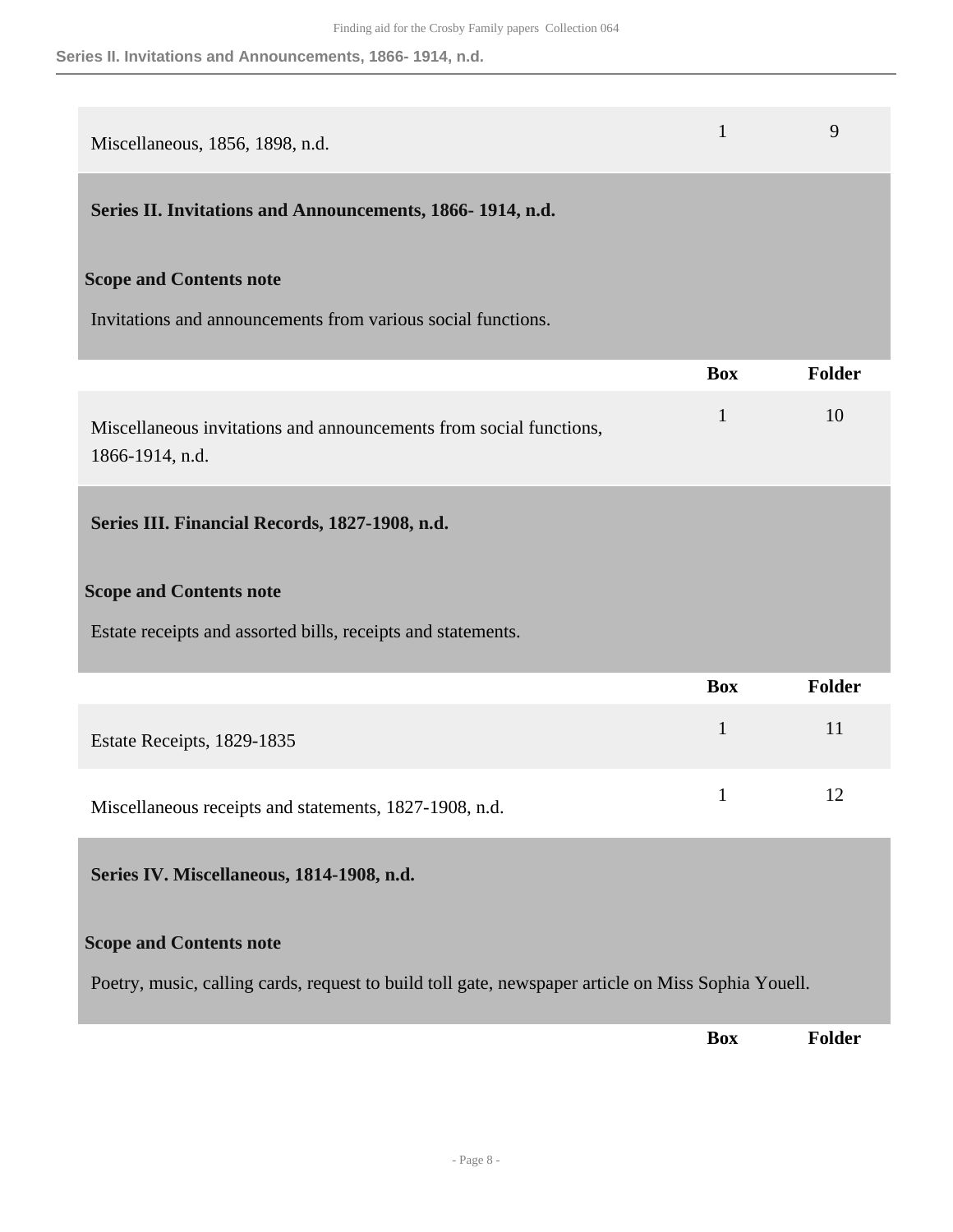| | Box | Folder |
|---|---|---|
| Miscellaneous, 1856, 1898, n.d. | 1 | 9 |

## Series II. Invitations and Announcements, 1866- 1914, n.d.

**Scope and Contents note**

Invitations and announcements from various social functions.

| | Box | Folder |
|---|---|---|
| Miscellaneous invitations and announcements from social functions, 1866-1914, n.d. | 1 | 10 |

## Series III. Financial Records, 1827-1908, n.d.

**Scope and Contents note**

Estate receipts and assorted bills, receipts and statements.

| | Box | Folder |
|---|---|---|
| Estate Receipts, 1829-1835 | 1 | 11 |
| Miscellaneous receipts and statements, 1827-1908, n.d. | 1 | 12 |

## Series IV. Miscellaneous, 1814-1908, n.d.

**Scope and Contents note**

Poetry, music, calling cards, request to build toll gate, newspaper article on Miss Sophia Youell.

| | Box | Folder |
|---|---|---|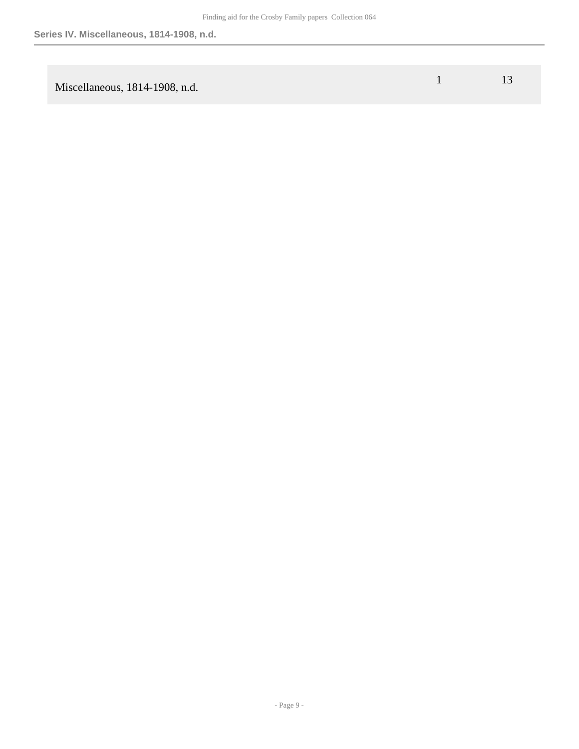## Series IV. Miscellaneous, 1814-1908, n.d.

| | | |
|---|---|---|
| Miscellaneous, 1814-1908, n.d. | 1 | 13 |